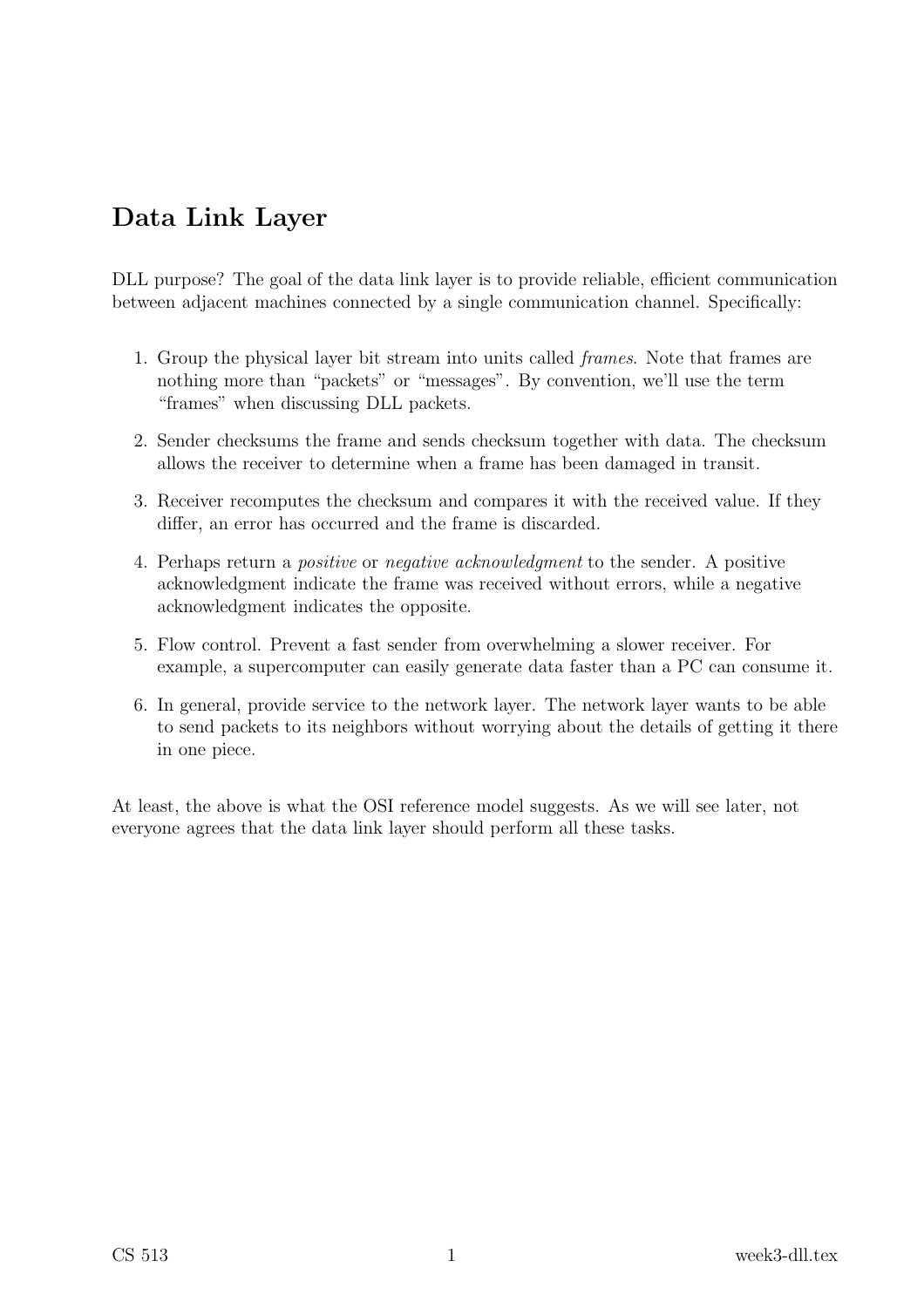## Data Link Layer

DLL purpose? The goal of the data link layer is to provide reliable, efficient communication between adjacent machines connected by a single communication channel. Specifically:

1. Group the physical layer bit stream into units called *frames*. Note that frames are nothing more than "packets" or "messages". By convention, we'll use the term "frames" when discussing DLL packets.
2. Sender checksums the frame and sends checksum together with data. The checksum allows the receiver to determine when a frame has been damaged in transit.
3. Receiver recomputes the checksum and compares it with the received value. If they differ, an error has occurred and the frame is discarded.
4. Perhaps return a *positive* or *negative acknowledgment* to the sender. A positive acknowledgment indicate the frame was received without errors, while a negative acknowledgment indicates the opposite.
5. Flow control. Prevent a fast sender from overwhelming a slower receiver. For example, a supercomputer can easily generate data faster than a PC can consume it.
6. In general, provide service to the network layer. The network layer wants to be able to send packets to its neighbors without worrying about the details of getting it there in one piece.

At least, the above is what the OSI reference model suggests. As we will see later, not everyone agrees that the data link layer should perform all these tasks.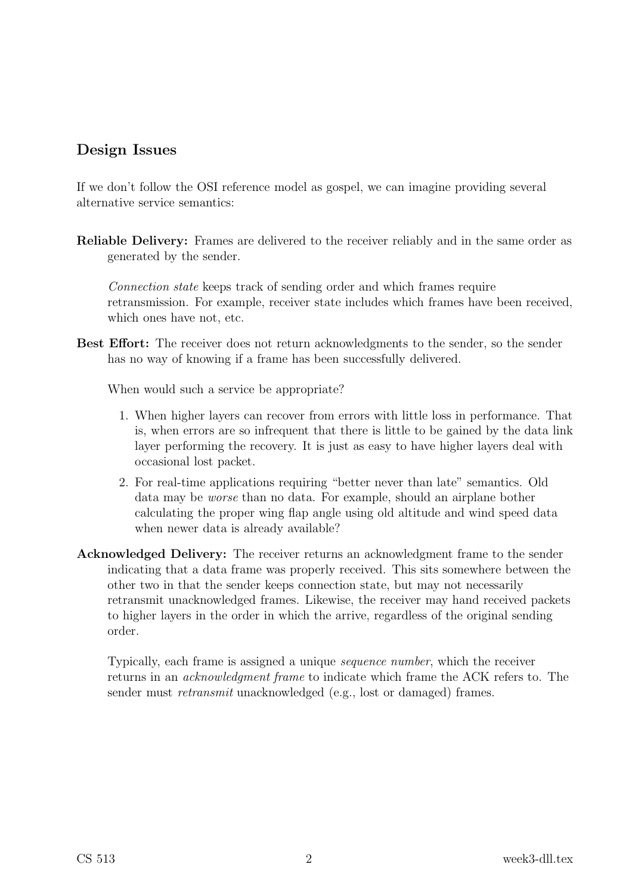## Design Issues

If we don't follow the OSI reference model as gospel, we can imagine providing several alternative service semantics:

**Reliable Delivery:** Frames are delivered to the receiver reliably and in the same order as generated by the sender.

*Connection state* keeps track of sending order and which frames require retransmission. For example, receiver state includes which frames have been received, which ones have not, etc.

**Best Effort:** The receiver does not return acknowledgments to the sender, so the sender has no way of knowing if a frame has been successfully delivered.

When would such a service be appropriate?

1. When higher layers can recover from errors with little loss in performance. That is, when errors are so infrequent that there is little to be gained by the data link layer performing the recovery. It is just as easy to have higher layers deal with occasional lost packet.
2. For real-time applications requiring "better never than late" semantics. Old data may be *worse* than no data. For example, should an airplane bother calculating the proper wing flap angle using old altitude and wind speed data when newer data is already available?

**Acknowledged Delivery:** The receiver returns an acknowledgment frame to the sender indicating that a data frame was properly received. This sits somewhere between the other two in that the sender keeps connection state, but may not necessarily retransmit unacknowledged frames. Likewise, the receiver may hand received packets to higher layers in the order in which the arrive, regardless of the original sending order.

Typically, each frame is assigned a unique *sequence number*, which the receiver returns in an *acknowledgment frame* to indicate which frame the ACK refers to. The sender must *retransmit* unacknowledged (e.g., lost or damaged) frames.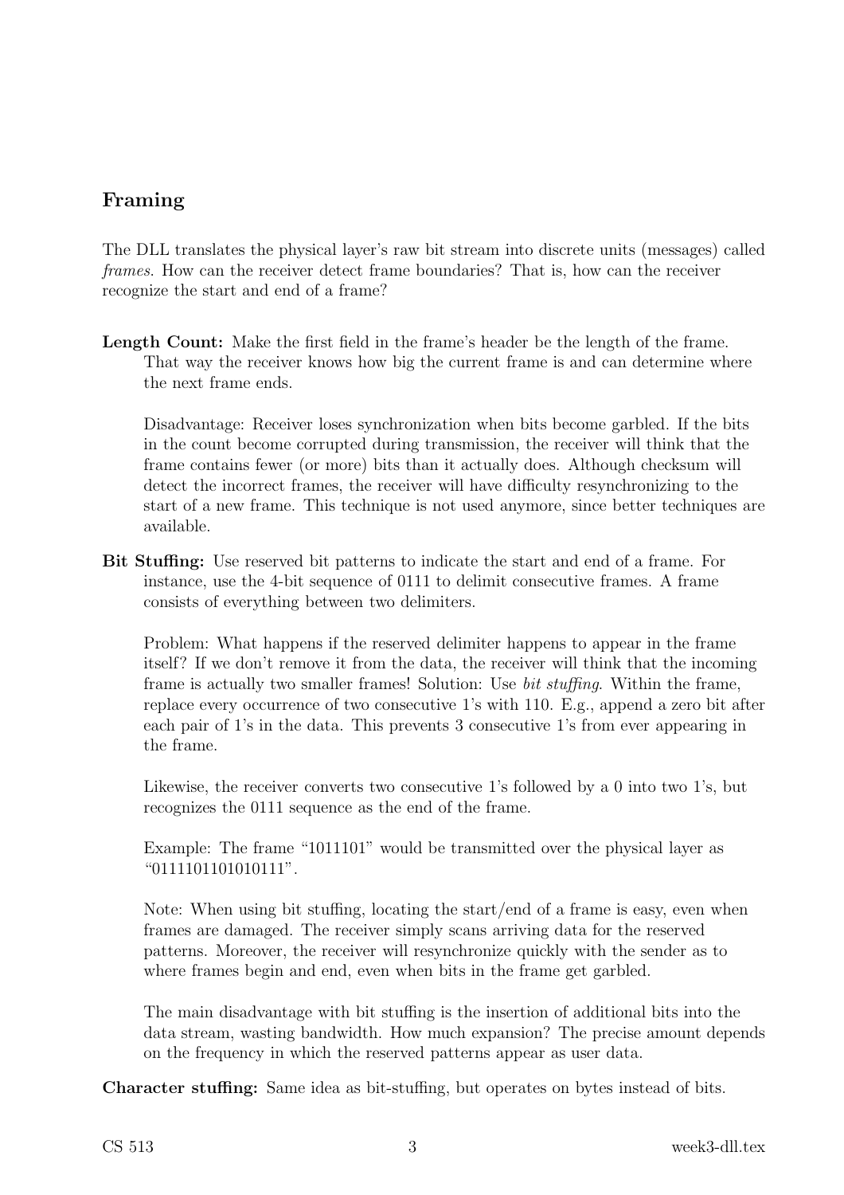## Framing

The DLL translates the physical layer's raw bit stream into discrete units (messages) called *frames*. How can the receiver detect frame boundaries? That is, how can the receiver recognize the start and end of a frame?

**Length Count:** Make the first field in the frame's header be the length of the frame. That way the receiver knows how big the current frame is and can determine where the next frame ends.

Disadvantage: Receiver loses synchronization when bits become garbled. If the bits in the count become corrupted during transmission, the receiver will think that the frame contains fewer (or more) bits than it actually does. Although checksum will detect the incorrect frames, the receiver will have difficulty resynchronizing to the start of a new frame. This technique is not used anymore, since better techniques are available.

**Bit Stuffing:** Use reserved bit patterns to indicate the start and end of a frame. For instance, use the 4-bit sequence of 0111 to delimit consecutive frames. A frame consists of everything between two delimiters.

Problem: What happens if the reserved delimiter happens to appear in the frame itself? If we don't remove it from the data, the receiver will think that the incoming frame is actually two smaller frames! Solution: Use *bit stuffing*. Within the frame, replace every occurrence of two consecutive 1's with 110. E.g., append a zero bit after each pair of 1's in the data. This prevents 3 consecutive 1's from ever appearing in the frame.

Likewise, the receiver converts two consecutive 1's followed by a 0 into two 1's, but recognizes the 0111 sequence as the end of the frame.

Example: The frame "1011101" would be transmitted over the physical layer as "0111101101010111".

Note: When using bit stuffing, locating the start/end of a frame is easy, even when frames are damaged. The receiver simply scans arriving data for the reserved patterns. Moreover, the receiver will resynchronize quickly with the sender as to where frames begin and end, even when bits in the frame get garbled.

The main disadvantage with bit stuffing is the insertion of additional bits into the data stream, wasting bandwidth. How much expansion? The precise amount depends on the frequency in which the reserved patterns appear as user data.

**Character stuffing:** Same idea as bit-stuffing, but operates on bytes instead of bits.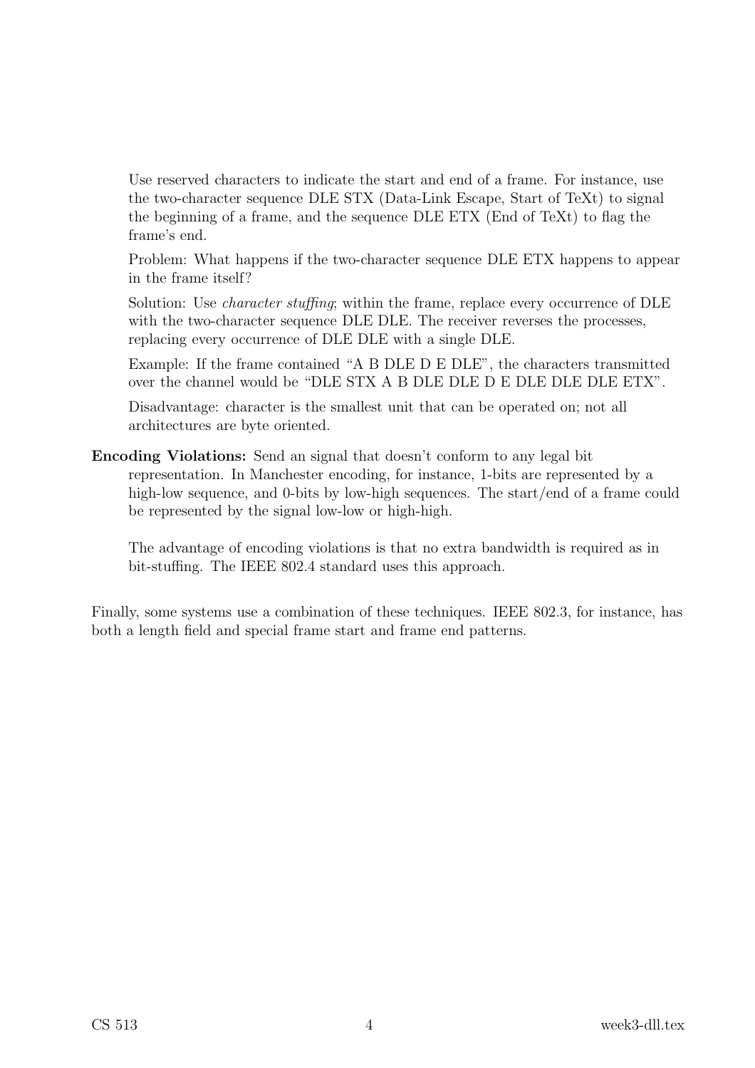Use reserved characters to indicate the start and end of a frame. For instance, use the two-character sequence DLE STX (Data-Link Escape, Start of TeXt) to signal the beginning of a frame, and the sequence DLE ETX (End of TeXt) to flag the frame's end.

Problem: What happens if the two-character sequence DLE ETX happens to appear in the frame itself?

Solution: Use *character stuffing*; within the frame, replace every occurrence of DLE with the two-character sequence DLE DLE. The receiver reverses the processes, replacing every occurrence of DLE DLE with a single DLE.

Example: If the frame contained "A B DLE D E DLE", the characters transmitted over the channel would be "DLE STX A B DLE DLE D E DLE DLE DLE ETX".

Disadvantage: character is the smallest unit that can be operated on; not all architectures are byte oriented.

**Encoding Violations:** Send an signal that doesn't conform to any legal bit representation. In Manchester encoding, for instance, 1-bits are represented by a high-low sequence, and 0-bits by low-high sequences. The start/end of a frame could be represented by the signal low-low or high-high.

The advantage of encoding violations is that no extra bandwidth is required as in bit-stuffing. The IEEE 802.4 standard uses this approach.

Finally, some systems use a combination of these techniques. IEEE 802.3, for instance, has both a length field and special frame start and frame end patterns.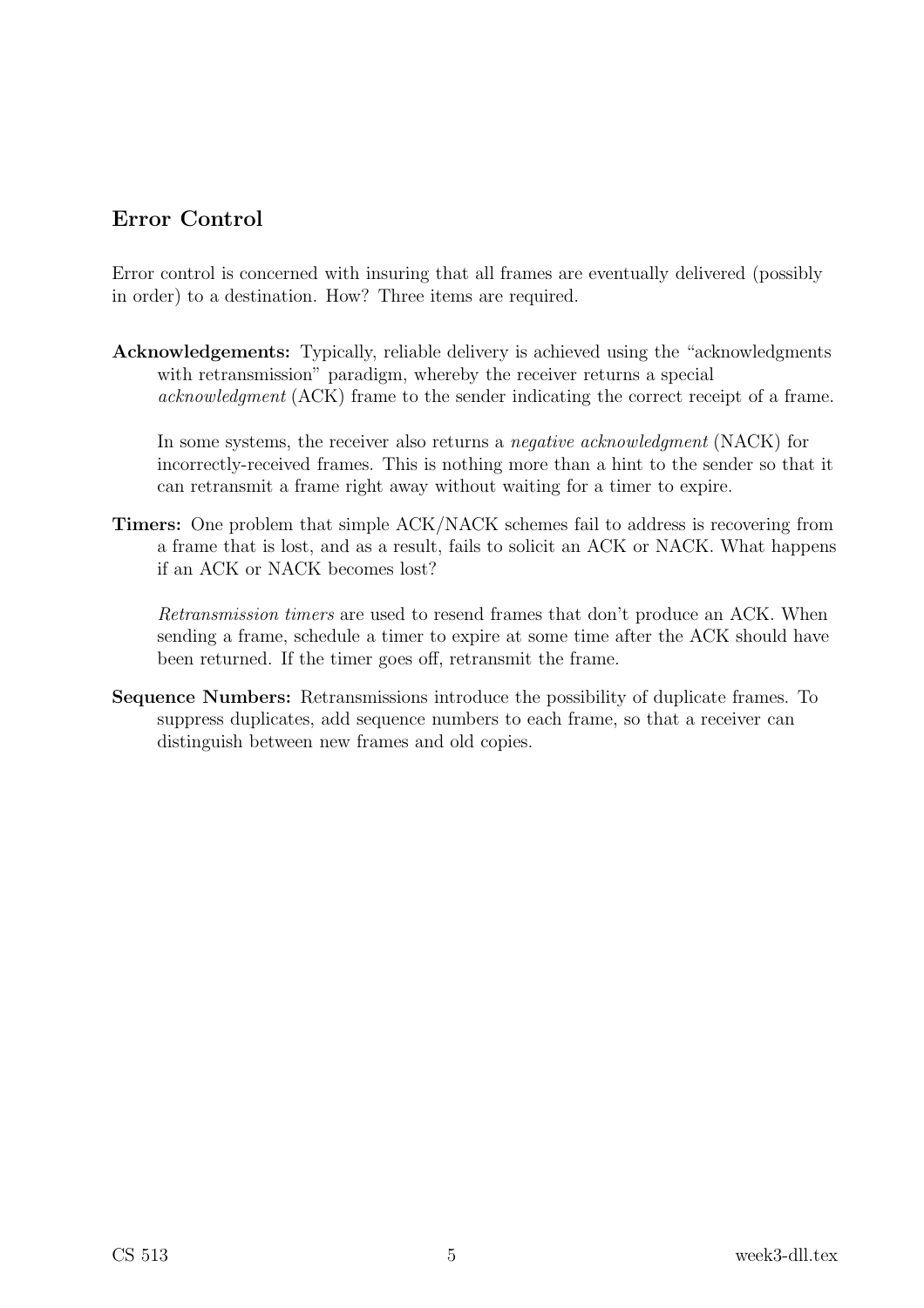## Error Control

Error control is concerned with insuring that all frames are eventually delivered (possibly in order) to a destination. How? Three items are required.

**Acknowledgements:** Typically, reliable delivery is achieved using the "acknowledgments with retransmission" paradigm, whereby the receiver returns a special *acknowledgment* (ACK) frame to the sender indicating the correct receipt of a frame.

In some systems, the receiver also returns a *negative acknowledgment* (NACK) for incorrectly-received frames. This is nothing more than a hint to the sender so that it can retransmit a frame right away without waiting for a timer to expire.

**Timers:** One problem that simple ACK/NACK schemes fail to address is recovering from a frame that is lost, and as a result, fails to solicit an ACK or NACK. What happens if an ACK or NACK becomes lost?

*Retransmission timers* are used to resend frames that don't produce an ACK. When sending a frame, schedule a timer to expire at some time after the ACK should have been returned. If the timer goes off, retransmit the frame.

**Sequence Numbers:** Retransmissions introduce the possibility of duplicate frames. To suppress duplicates, add sequence numbers to each frame, so that a receiver can distinguish between new frames and old copies.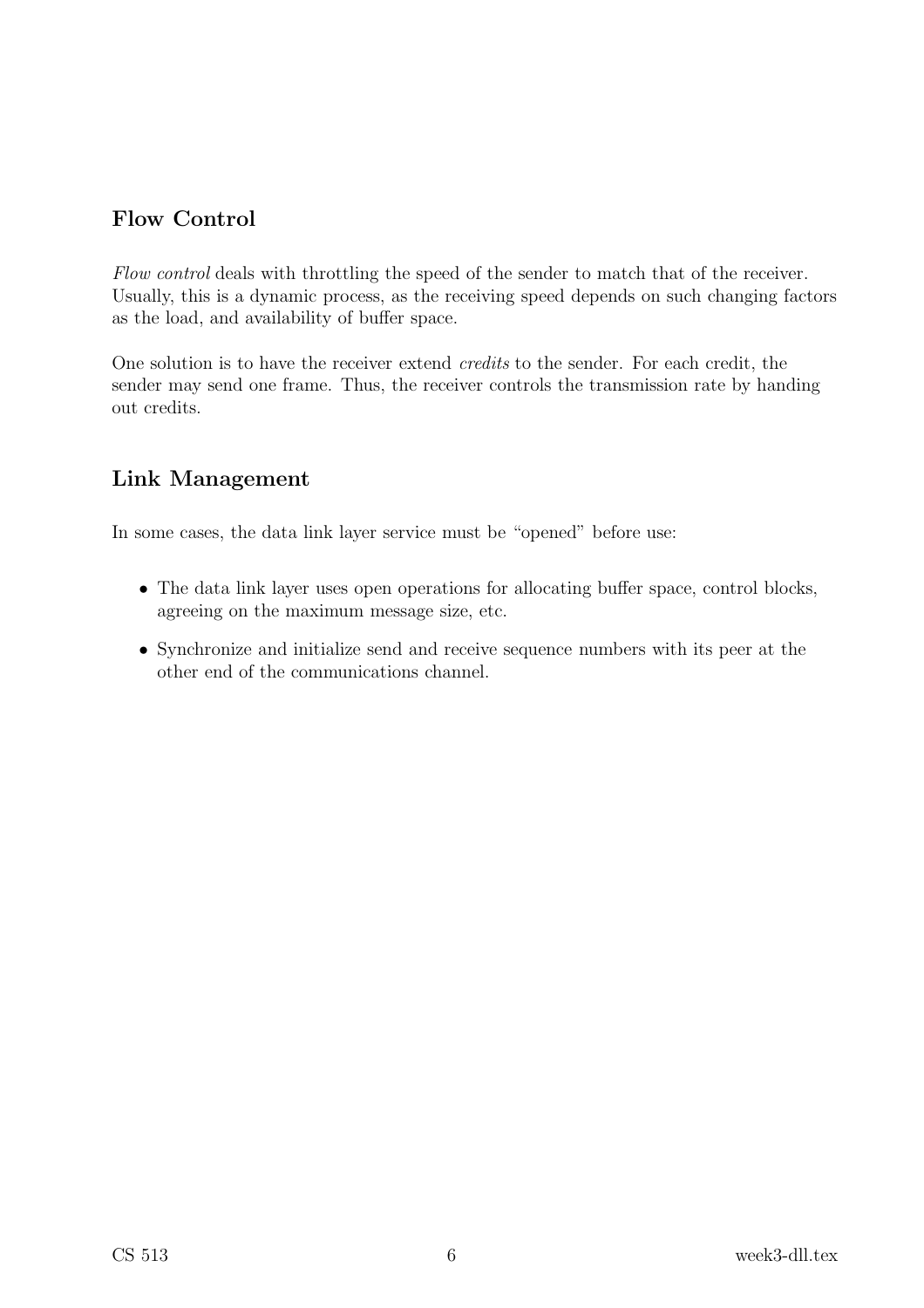## Flow Control

*Flow control* deals with throttling the speed of the sender to match that of the receiver. Usually, this is a dynamic process, as the receiving speed depends on such changing factors as the load, and availability of buffer space.

One solution is to have the receiver extend *credits* to the sender. For each credit, the sender may send one frame. Thus, the receiver controls the transmission rate by handing out credits.

## Link Management

In some cases, the data link layer service must be "opened" before use:

- The data link layer uses open operations for allocating buffer space, control blocks, agreeing on the maximum message size, etc.
- Synchronize and initialize send and receive sequence numbers with its peer at the other end of the communications channel.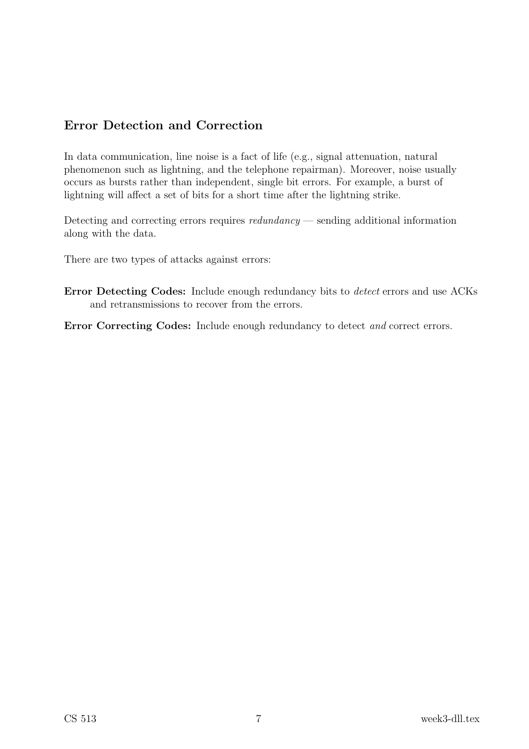## Error Detection and Correction

In data communication, line noise is a fact of life (e.g., signal attenuation, natural phenomenon such as lightning, and the telephone repairman). Moreover, noise usually occurs as bursts rather than independent, single bit errors. For example, a burst of lightning will affect a set of bits for a short time after the lightning strike.

Detecting and correcting errors requires *redundancy* — sending additional information along with the data.

There are two types of attacks against errors:

**Error Detecting Codes:** Include enough redundancy bits to *detect* errors and use ACKs and retransmissions to recover from the errors.

**Error Correcting Codes:** Include enough redundancy to detect *and* correct errors.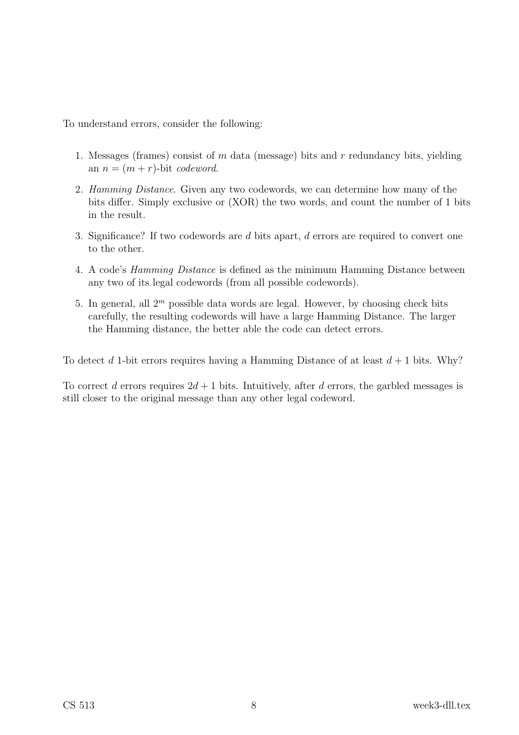To understand errors, consider the following:

1. Messages (frames) consist of $m$ data (message) bits and $r$ redundancy bits, yielding an $n = (m + r)$-bit *codeword*.
2. *Hamming Distance*. Given any two codewords, we can determine how many of the bits differ. Simply exclusive or (XOR) the two words, and count the number of 1 bits in the result.
3. Significance? If two codewords are $d$ bits apart, $d$ errors are required to convert one to the other.
4. A code's *Hamming Distance* is defined as the minimum Hamming Distance between any two of its legal codewords (from all possible codewords).
5. In general, all $2^m$ possible data words are legal. However, by choosing check bits carefully, the resulting codewords will have a large Hamming Distance. The larger the Hamming distance, the better able the code can detect errors.

To detect $d$ 1-bit errors requires having a Hamming Distance of at least $d + 1$ bits. Why?

To correct $d$ errors requires $2d + 1$ bits. Intuitively, after $d$ errors, the garbled messages is still closer to the original message than any other legal codeword.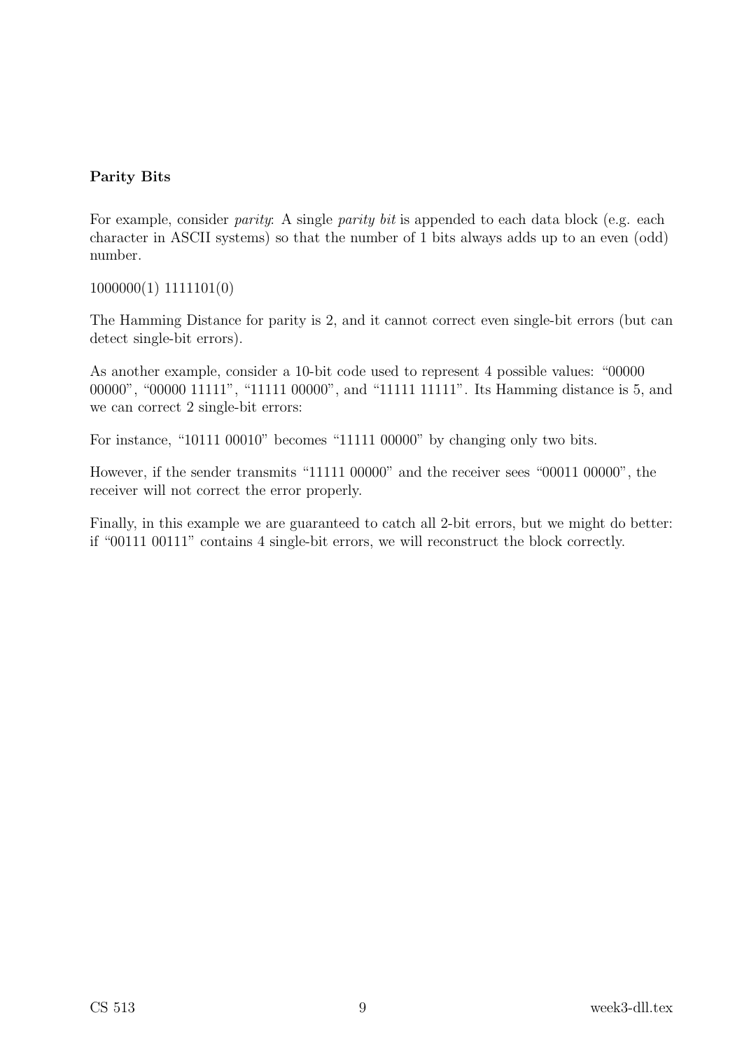### Parity Bits

For example, consider *parity*: A single *parity bit* is appended to each data block (e.g. each character in ASCII systems) so that the number of 1 bits always adds up to an even (odd) number.

1000000(1) 1111101(0)

The Hamming Distance for parity is 2, and it cannot correct even single-bit errors (but can detect single-bit errors).

As another example, consider a 10-bit code used to represent 4 possible values: "00000 00000", "00000 11111", "11111 00000", and "11111 11111". Its Hamming distance is 5, and we can correct 2 single-bit errors:

For instance, "10111 00010" becomes "11111 00000" by changing only two bits.

However, if the sender transmits "11111 00000" and the receiver sees "00011 00000", the receiver will not correct the error properly.

Finally, in this example we are guaranteed to catch all 2-bit errors, but we might do better: if "00111 00111" contains 4 single-bit errors, we will reconstruct the block correctly.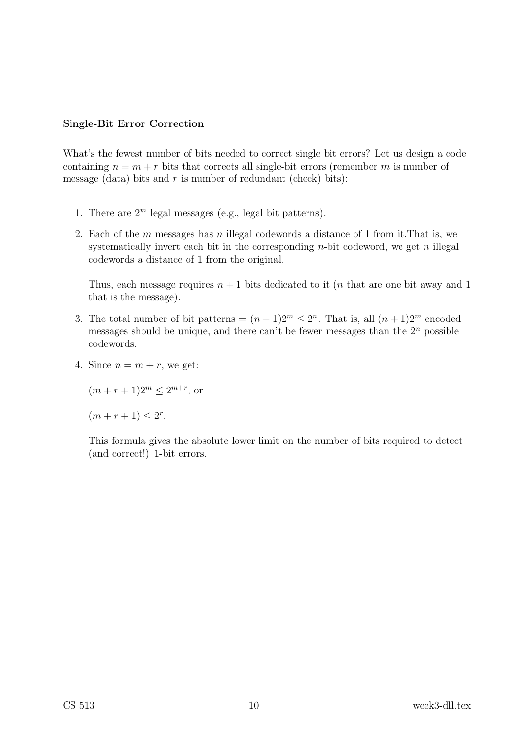**Single-Bit Error Correction**

What's the fewest number of bits needed to correct single bit errors? Let us design a code containing $n = m + r$ bits that corrects all single-bit errors (remember $m$ is number of message (data) bits and $r$ is number of redundant (check) bits):

1. There are $2^m$ legal messages (e.g., legal bit patterns).
2. Each of the $m$ messages has $n$ illegal codewords a distance of 1 from it.That is, we systematically invert each bit in the corresponding $n$-bit codeword, we get $n$ illegal codewords a distance of 1 from the original.

   Thus, each message requires $n + 1$ bits dedicated to it ($n$ that are one bit away and 1 that is the message).
3. The total number of bit patterns $= (n + 1)2^m \leq 2^n$. That is, all $(n + 1)2^m$ encoded messages should be unique, and there can't be fewer messages than the $2^n$ possible codewords.
4. Since $n = m + r$, we get:

   $(m + r + 1)2^m \leq 2^{m+r}$, or

   $(m + r + 1) \leq 2^r$.

   This formula gives the absolute lower limit on the number of bits required to detect (and correct!) 1-bit errors.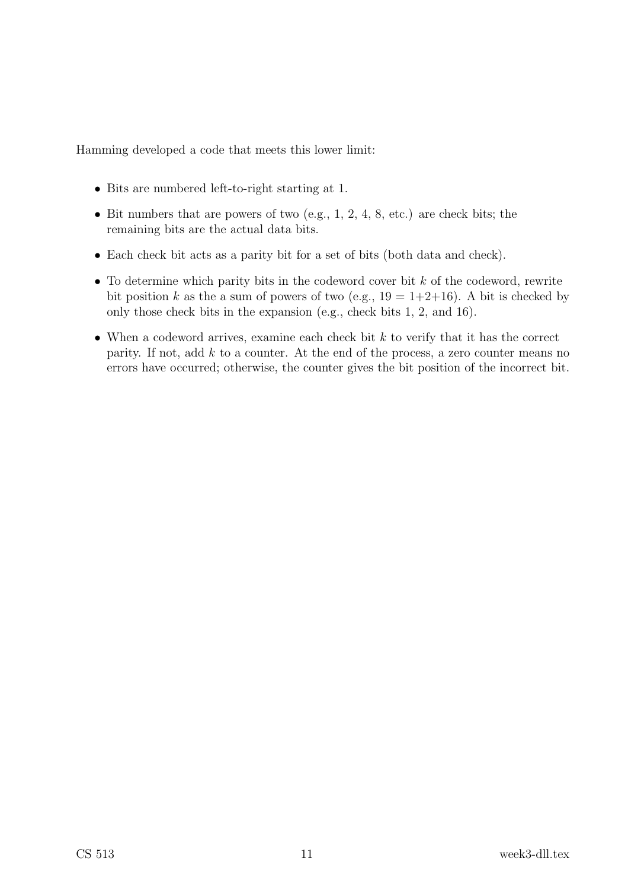Hamming developed a code that meets this lower limit:

- Bits are numbered left-to-right starting at 1.
- Bit numbers that are powers of two (e.g., 1, 2, 4, 8, etc.) are check bits; the remaining bits are the actual data bits.
- Each check bit acts as a parity bit for a set of bits (both data and check).
- To determine which parity bits in the codeword cover bit $k$ of the codeword, rewrite bit position $k$ as the a sum of powers of two (e.g., $19 = 1{+}2{+}16$). A bit is checked by only those check bits in the expansion (e.g., check bits 1, 2, and 16).
- When a codeword arrives, examine each check bit $k$ to verify that it has the correct parity. If not, add $k$ to a counter. At the end of the process, a zero counter means no errors have occurred; otherwise, the counter gives the bit position of the incorrect bit.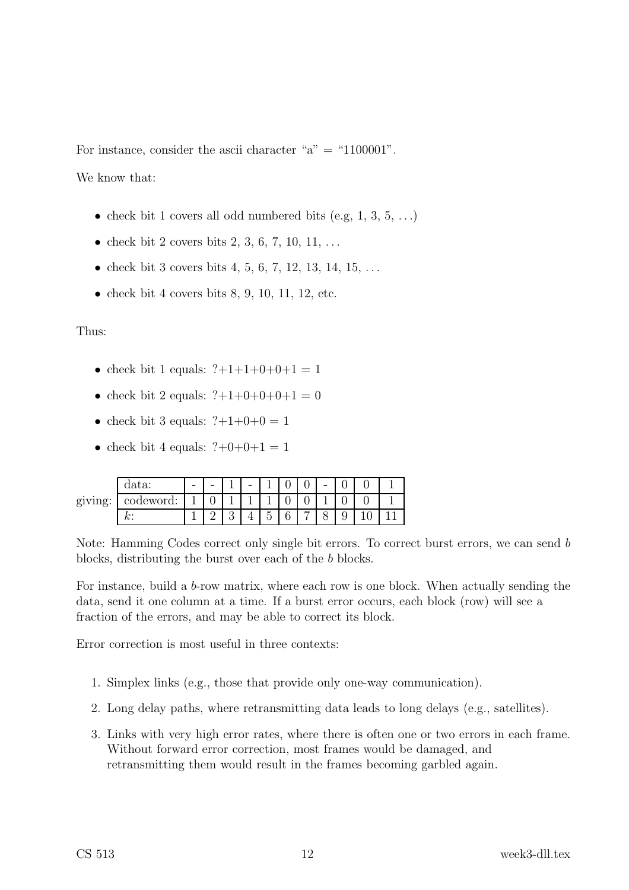For instance, consider the ascii character "a" = "1100001".

We know that:

- check bit 1 covers all odd numbered bits (e.g, 1, 3, 5, ...)
- check bit 2 covers bits 2, 3, 6, 7, 10, 11, ...
- check bit 3 covers bits 4, 5, 6, 7, 12, 13, 14, 15, ...
- check bit 4 covers bits 8, 9, 10, 11, 12, etc.

Thus:

- check bit 1 equals: ?+1+1+0+0+1 = 1
- check bit 2 equals: ?+1+0+0+0+1 = 0
- check bit 3 equals: ?+1+0+0 = 1
- check bit 4 equals: ?+0+0+1 = 1

giving:

| data: | - | - | 1 | - | 1 | 0 | 0 | - | 0 | 0 | 1 |
|---|---|---|---|---|---|---|---|---|---|---|---|
| codeword: | 1 | 0 | 1 | 1 | 1 | 0 | 0 | 1 | 0 | 0 | 1 |
| $k$: | 1 | 2 | 3 | 4 | 5 | 6 | 7 | 8 | 9 | 10 | 11 |

Note: Hamming Codes correct only single bit errors. To correct burst errors, we can send $b$ blocks, distributing the burst over each of the $b$ blocks.

For instance, build a $b$-row matrix, where each row is one block. When actually sending the data, send it one column at a time. If a burst error occurs, each block (row) will see a fraction of the errors, and may be able to correct its block.

Error correction is most useful in three contexts:

1. Simplex links (e.g., those that provide only one-way communication).
2. Long delay paths, where retransmitting data leads to long delays (e.g., satellites).
3. Links with very high error rates, where there is often one or two errors in each frame. Without forward error correction, most frames would be damaged, and retransmitting them would result in the frames becoming garbled again.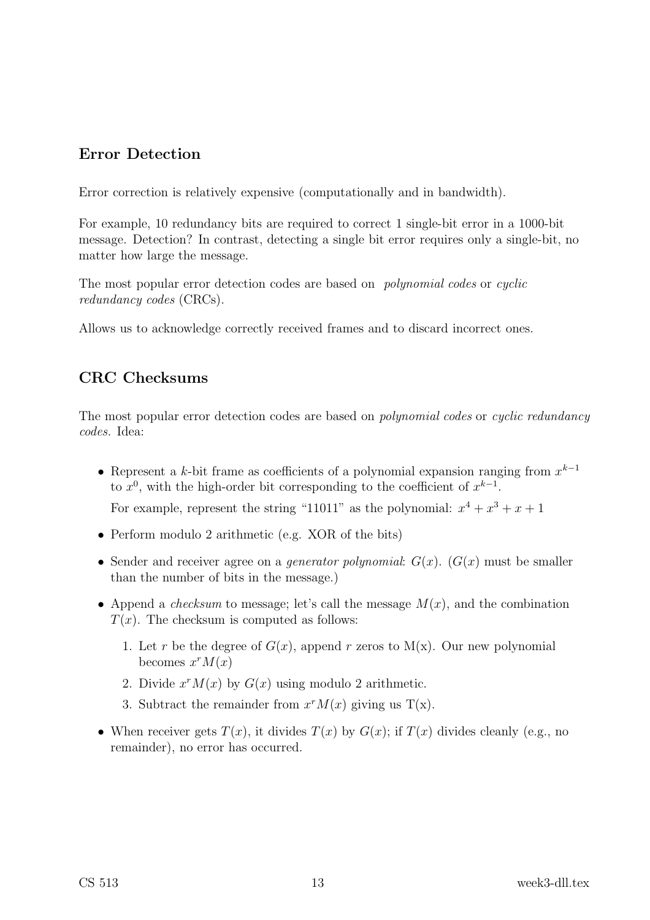## Error Detection

Error correction is relatively expensive (computationally and in bandwidth).

For example, 10 redundancy bits are required to correct 1 single-bit error in a 1000-bit message. Detection? In contrast, detecting a single bit error requires only a single-bit, no matter how large the message.

The most popular error detection codes are based on *polynomial codes* or *cyclic redundancy codes* (CRCs).

Allows us to acknowledge correctly received frames and to discard incorrect ones.

## CRC Checksums

The most popular error detection codes are based on *polynomial codes* or *cyclic redundancy codes.* Idea:

- Represent a $k$-bit frame as coefficients of a polynomial expansion ranging from $x^{k-1}$ to $x^0$, with the high-order bit corresponding to the coefficient of $x^{k-1}$.

  For example, represent the string "11011" as the polynomial: $x^4 + x^3 + x + 1$

- Perform modulo 2 arithmetic (e.g. XOR of the bits)
- Sender and receiver agree on a *generator polynomial*: $G(x)$. ($G(x)$ must be smaller than the number of bits in the message.)
- Append a *checksum* to message; let's call the message $M(x)$, and the combination $T(x)$. The checksum is computed as follows:
  1. Let $r$ be the degree of $G(x)$, append $r$ zeros to M(x). Our new polynomial becomes $x^r M(x)$
  2. Divide $x^r M(x)$ by $G(x)$ using modulo 2 arithmetic.
  3. Subtract the remainder from $x^r M(x)$ giving us T(x).
- When receiver gets $T(x)$, it divides $T(x)$ by $G(x)$; if $T(x)$ divides cleanly (e.g., no remainder), no error has occurred.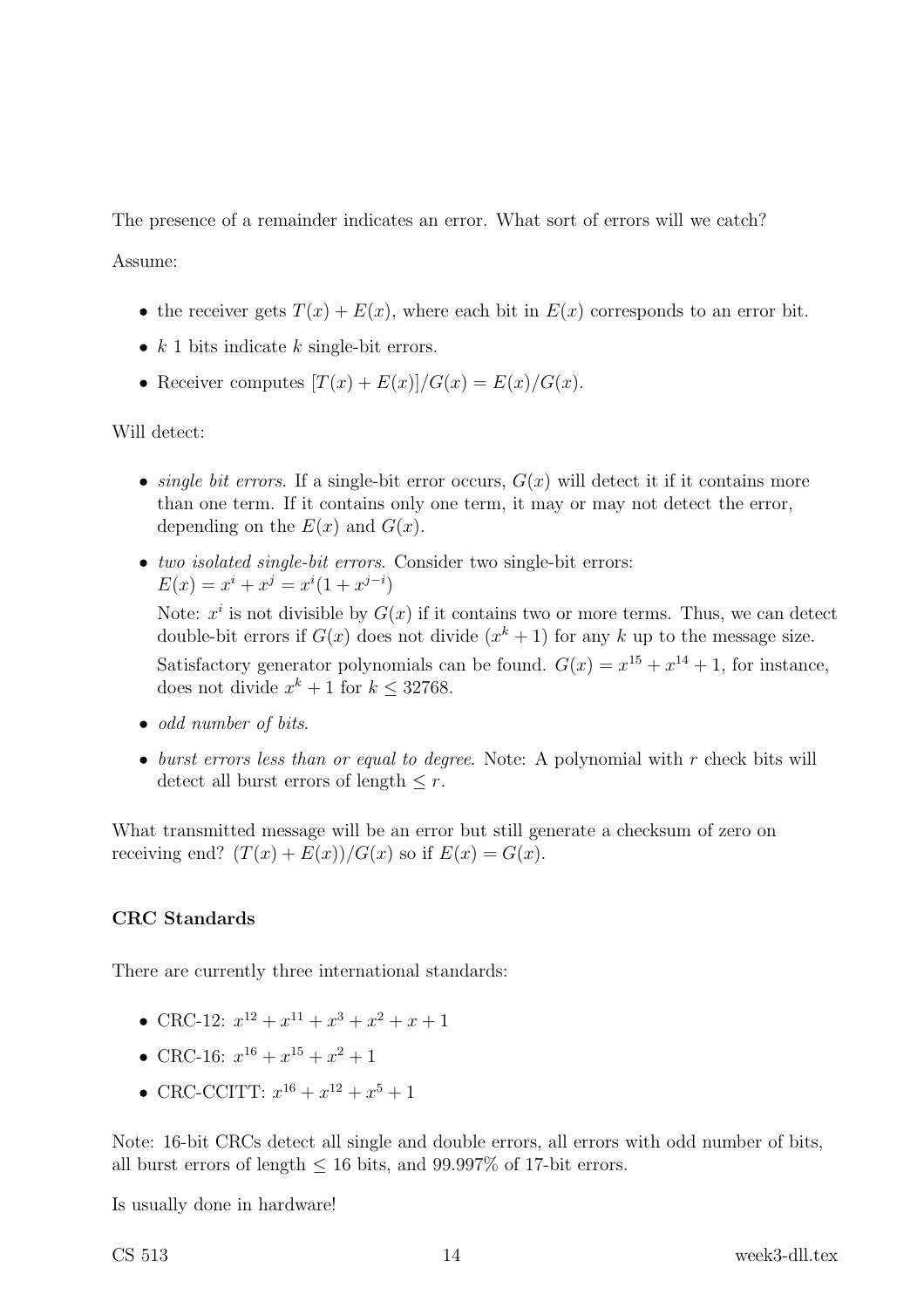The presence of a remainder indicates an error. What sort of errors will we catch?

Assume:

- the receiver gets $T(x) + E(x)$, where each bit in $E(x)$ corresponds to an error bit.
- $k$ 1 bits indicate $k$ single-bit errors.
- Receiver computes $[T(x) + E(x)]/G(x) = E(x)/G(x)$.

Will detect:

- *single bit errors.* If a single-bit error occurs, $G(x)$ will detect it if it contains more than one term. If it contains only one term, it may or may not detect the error, depending on the $E(x)$ and $G(x)$.
- *two isolated single-bit errors.* Consider two single-bit errors: $E(x) = x^i + x^j = x^i(1 + x^{j-i})$

  Note: $x^i$ is not divisible by $G(x)$ if it contains two or more terms. Thus, we can detect double-bit errors if $G(x)$ does not divide $(x^k + 1)$ for any $k$ up to the message size.

  Satisfactory generator polynomials can be found. $G(x) = x^{15} + x^{14} + 1$, for instance, does not divide $x^k + 1$ for $k \leq 32768$.
- *odd number of bits.*
- *burst errors less than or equal to degree.* Note: A polynomial with $r$ check bits will detect all burst errors of length $\leq r$.

What transmitted message will be an error but still generate a checksum of zero on receiving end? $(T(x) + E(x))/G(x)$ so if $E(x) = G(x)$.

**CRC Standards**

There are currently three international standards:

- CRC-12: $x^{12} + x^{11} + x^3 + x^2 + x + 1$
- CRC-16: $x^{16} + x^{15} + x^2 + 1$
- CRC-CCITT: $x^{16} + x^{12} + x^5 + 1$

Note: 16-bit CRCs detect all single and double errors, all errors with odd number of bits, all burst errors of length $\leq$ 16 bits, and 99.997% of 17-bit errors.

Is usually done in hardware!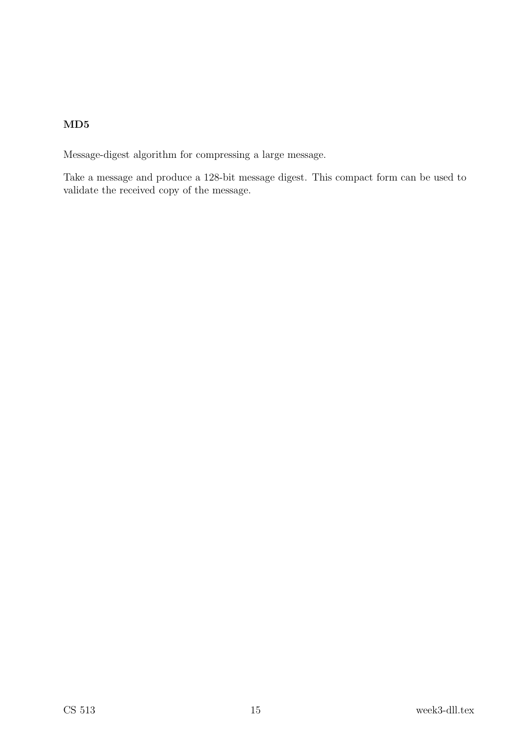**MD5**

Message-digest algorithm for compressing a large message.

Take a message and produce a 128-bit message digest. This compact form can be used to validate the received copy of the message.